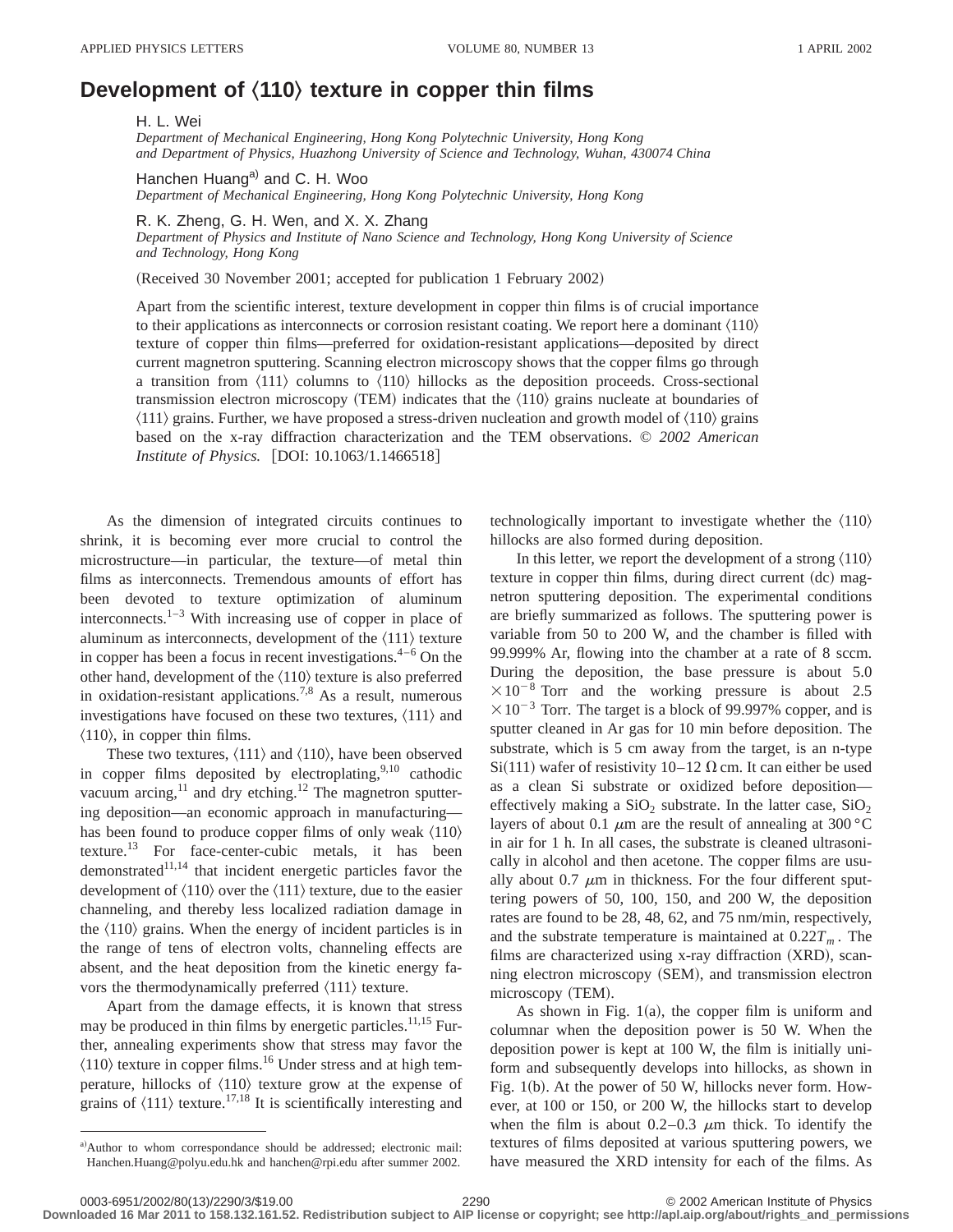# Development of ⟨110⟩ texture in copper thin films

H. L. Wei

*Department of Mechanical Engineering, Hong Kong Polytechnic University, Hong Kong and Department of Physics, Huazhong University of Science and Technology, Wuhan, 430074 China*

Hanchen Huang[a] and C. H. Woo

*Department of Mechanical Engineering, Hong Kong Polytechnic University, Hong Kong*

R. K. Zheng, G. H. Wen, and X. X. Zhang

*Department of Physics and Institute of Nano Science and Technology, Hong Kong University of Science and Technology, Hong Kong*

(Received 30 November 2001; accepted for publication 1 February 2002)

Apart from the scientific interest, texture development in copper thin films is of crucial importance to their applications as interconnects or corrosion resistant coating. We report here a dominant ⟨110⟩ texture of copper thin films—preferred for oxidation-resistant applications—deposited by direct current magnetron sputtering. Scanning electron microscopy shows that the copper films go through a transition from ⟨111⟩ columns to ⟨110⟩ hillocks as the deposition proceeds. Cross-sectional transmission electron microscopy (TEM) indicates that the ⟨110⟩ grains nucleate at boundaries of ⟨111⟩ grains. Further, we have proposed a stress-driven nucleation and growth model of ⟨110⟩ grains based on the x-ray diffraction characterization and the TEM observations. © *2002 American Institute of Physics.* [DOI: 10.1063/1.1466518]

As the dimension of integrated circuits continues to shrink, it is becoming ever more crucial to control the microstructure—in particular, the texture—of metal thin films as interconnects. Tremendous amounts of effort has been devoted to texture optimization of aluminum interconnects.[1–3] With increasing use of copper in place of aluminum as interconnects, development of the ⟨111⟩ texture in copper has been a focus in recent investigations.[4–6] On the other hand, development of the ⟨110⟩ texture is also preferred in oxidation-resistant applications.[7,8] As a result, numerous investigations have focused on these two textures, ⟨111⟩ and ⟨110⟩, in copper thin films.

These two textures, ⟨111⟩ and ⟨110⟩, have been observed in copper films deposited by electroplating,[9,10] cathodic vacuum arcing,[11] and dry etching.[12] The magnetron sputtering deposition—an economic approach in manufacturing—has been found to produce copper films of only weak ⟨110⟩ texture.[13] For face-center-cubic metals, it has been demonstrated[11,14] that incident energetic particles favor the development of ⟨110⟩ over the ⟨111⟩ texture, due to the easier channeling, and thereby less localized radiation damage in the ⟨110⟩ grains. When the energy of incident particles is in the range of tens of electron volts, channeling effects are absent, and the heat deposition from the kinetic energy favors the thermodynamically preferred ⟨111⟩ texture.

Apart from the damage effects, it is known that stress may be produced in thin films by energetic particles.[11,15] Further, annealing experiments show that stress may favor the ⟨110⟩ texture in copper films.[16] Under stress and at high temperature, hillocks of ⟨110⟩ texture grow at the expense of grains of ⟨111⟩ texture.[17,18] It is scientifically interesting and technologically important to investigate whether the ⟨110⟩ hillocks are also formed during deposition.

In this letter, we report the development of a strong ⟨110⟩ texture in copper thin films, during direct current (dc) magnetron sputtering deposition. The experimental conditions are briefly summarized as follows. The sputtering power is variable from 50 to 200 W, and the chamber is filled with 99.999% Ar, flowing into the chamber at a rate of 8 sccm. During the deposition, the base pressure is about $5.0 \times 10^{-8}$ Torr and the working pressure is about $2.5 \times 10^{-3}$ Torr. The target is a block of 99.997% copper, and is sputter cleaned in Ar gas for 10 min before deposition. The substrate, which is 5 cm away from the target, is an n-type Si(111) wafer of resistivity 10–12 Ω cm. It can either be used as a clean Si substrate or oxidized before deposition—effectively making a $SiO_2$ substrate. In the latter case, $SiO_2$ layers of about 0.1 μm are the result of annealing at 300 °C in air for 1 h. In all cases, the substrate is cleaned ultrasonically in alcohol and then acetone. The copper films are usually about 0.7 μm in thickness. For the four different sputtering powers of 50, 100, 150, and 200 W, the deposition rates are found to be 28, 48, 62, and 75 nm/min, respectively, and the substrate temperature is maintained at $0.22T_m$. The films are characterized using x-ray diffraction (XRD), scanning electron microscopy (SEM), and transmission electron microscopy (TEM).

As shown in Fig. 1(a), the copper film is uniform and columnar when the deposition power is 50 W. When the deposition power is kept at 100 W, the film is initially uniform and subsequently develops into hillocks, as shown in Fig. 1(b). At the power of 50 W, hillocks never form. However, at 100 or 150, or 200 W, the hillocks start to develop when the film is about 0.2–0.3 μm thick. To identify the textures of films deposited at various sputtering powers, we have measured the XRD intensity for each of the films. As

[a]Author to whom correspondance should be addressed; electronic mail: Hanchen.Huang@polyu.edu.hk and hanchen@rpi.edu after summer 2002.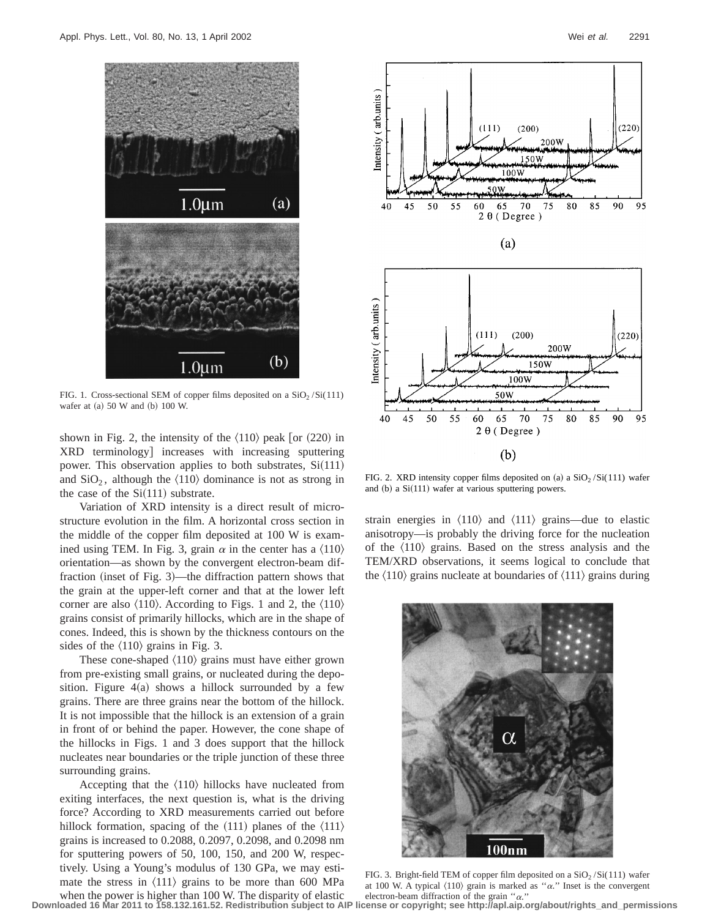FIG. 1. Cross-sectional SEM of copper films deposited on a $SiO_2$/Si(111) wafer at (a) 50 W and (b) 100 W.

shown in Fig. 2, the intensity of the ⟨110⟩ peak [or (220) in XRD terminology] increases with increasing sputtering power. This observation applies to both substrates, Si(111) and $SiO_2$, although the ⟨110⟩ dominance is not as strong in the case of the Si(111) substrate.

Variation of XRD intensity is a direct result of microstructure evolution in the film. A horizontal cross section in the middle of the copper film deposited at 100 W is examined using TEM. In Fig. 3, grain $\alpha$ in the center has a ⟨110⟩ orientation—as shown by the convergent electron-beam diffraction (inset of Fig. 3)—the diffraction pattern shows that the grain at the upper-left corner and that at the lower left corner are also ⟨110⟩. According to Figs. 1 and 2, the ⟨110⟩ grains consist of primarily hillocks, which are in the shape of cones. Indeed, this is shown by the thickness contours on the sides of the ⟨110⟩ grains in Fig. 3.

These cone-shaped ⟨110⟩ grains must have either grown from pre-existing small grains, or nucleated during the deposition. Figure 4(a) shows a hillock surrounded by a few grains. There are three grains near the bottom of the hillock. It is not impossible that the hillock is an extension of a grain in front of or behind the paper. However, the cone shape of the hillocks in Figs. 1 and 3 does support that the hillock nucleates near boundaries or the triple junction of these three surrounding grains.

Accepting that the ⟨110⟩ hillocks have nucleated from exiting interfaces, the next question is, what is the driving force? According to XRD measurements carried out before hillock formation, spacing of the (111) planes of the ⟨111⟩ grains is increased to 0.2088, 0.2097, 0.2098, and 0.2098 nm for sputtering powers of 50, 100, 150, and 200 W, respectively. Using a Young's modulus of 130 GPa, we may estimate the stress in ⟨111⟩ grains to be more than 600 MPa when the power is higher than 100 W. The disparity of elastic strain energies in ⟨110⟩ and ⟨111⟩ grains—due to elastic anisotropy—is probably the driving force for the nucleation of the ⟨110⟩ grains. Based on the stress analysis and the TEM/XRD observations, it seems logical to conclude that the ⟨110⟩ grains nucleate at boundaries of ⟨111⟩ grains during

FIG. 2. XRD intensity copper films deposited on (a) a $SiO_2$/Si(111) wafer and (b) a Si(111) wafer at various sputtering powers.

FIG. 3. Bright-field TEM of copper film deposited on a $SiO_2$/Si(111) wafer at 100 W. A typical ⟨110⟩ grain is marked as "$\alpha$." Inset is the convergent electron-beam diffraction of the grain "$\alpha$."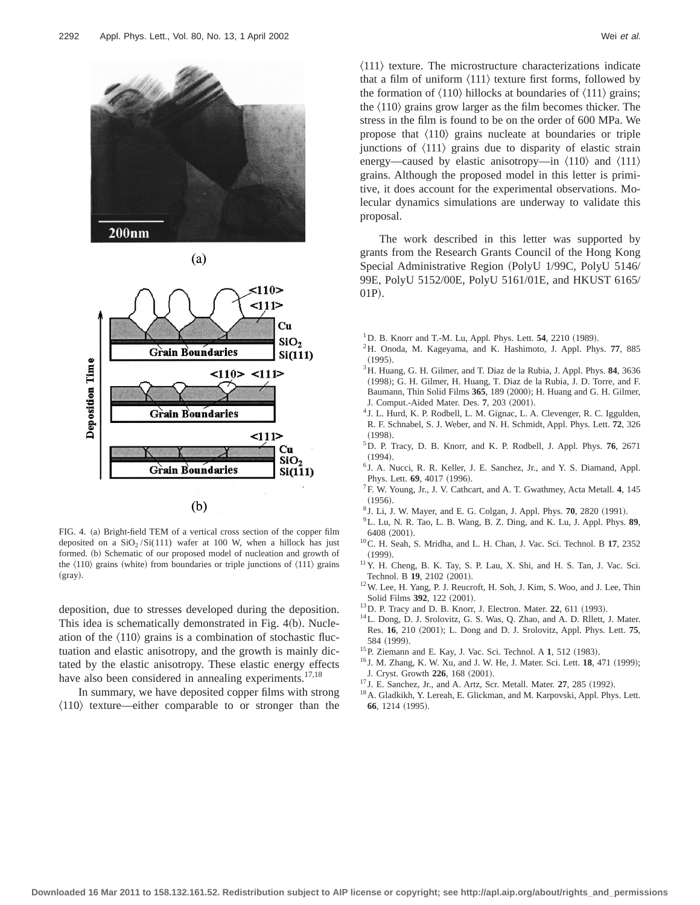200nm

(a)

<110>

<111>

Cu

$SiO_2$

Si(111)

Grain Boundaries

<110> <111>

Grain Boundaries

<111>

Cu

$SiO_2$

Si(111)

Grain Boundaries

Deposition Time

(b)

FIG. 4. (a) Bright-field TEM of a vertical cross section of the copper film deposited on a $SiO_2/Si(111)$ wafer at 100 W, when a hillock has just formed. (b) Schematic of our proposed model of nucleation and growth of the ⟨110⟩ grains (white) from boundaries or triple junctions of ⟨111⟩ grains (gray).

deposition, due to stresses developed during the deposition. This idea is schematically demonstrated in Fig. 4(b). Nucleation of the ⟨110⟩ grains is a combination of stochastic fluctuation and elastic anisotropy, and the growth is mainly dictated by the elastic anisotropy. These elastic energy effects have also been considered in annealing experiments.[17,18]

In summary, we have deposited copper films with strong ⟨110⟩ texture—either comparable to or stronger than the ⟨111⟩ texture. The microstructure characterizations indicate that a film of uniform ⟨111⟩ texture first forms, followed by the formation of ⟨110⟩ hillocks at boundaries of ⟨111⟩ grains; the ⟨110⟩ grains grow larger as the film becomes thicker. The stress in the film is found to be on the order of 600 MPa. We propose that ⟨110⟩ grains nucleate at boundaries or triple junctions of ⟨111⟩ grains due to disparity of elastic strain energy—caused by elastic anisotropy—in ⟨110⟩ and ⟨111⟩ grains. Although the proposed model in this letter is primitive, it does account for the experimental observations. Molecular dynamics simulations are underway to validate this proposal.

The work described in this letter was supported by grants from the Research Grants Council of the Hong Kong Special Administrative Region (PolyU 1/99C, PolyU 5146/99E, PolyU 5152/00E, PolyU 5161/01E, and HKUST 6165/01P).

[1] D. B. Knorr and T.-M. Lu, Appl. Phys. Lett. **54**, 2210 (1989).

[2] H. Onoda, M. Kageyama, and K. Hashimoto, J. Appl. Phys. **77**, 885 (1995).

[3] H. Huang, G. H. Gilmer, and T. Diaz de la Rubia, J. Appl. Phys. **84**, 3636 (1998); G. H. Gilmer, H. Huang, T. Diaz de la Rubia, J. D. Torre, and F. Baumann, Thin Solid Films **365**, 189 (2000); H. Huang and G. H. Gilmer, J. Comput.-Aided Mater. Des. **7**, 203 (2001).

[4] J. L. Hurd, K. P. Rodbell, L. M. Gignac, L. A. Clevenger, R. C. Iggulden, R. F. Schnabel, S. J. Weber, and N. H. Schmidt, Appl. Phys. Lett. **72**, 326 (1998).

[5] D. P. Tracy, D. B. Knorr, and K. P. Rodbell, J. Appl. Phys. **76**, 2671 (1994).

[6] J. A. Nucci, R. R. Keller, J. E. Sanchez, Jr., and Y. S. Diamand, Appl. Phys. Lett. **69**, 4017 (1996).

[7] F. W. Young, Jr., J. V. Cathcart, and A. T. Gwathmey, Acta Metall. **4**, 145 (1956).

[8] J. Li, J. W. Mayer, and E. G. Colgan, J. Appl. Phys. **70**, 2820 (1991).

[9] L. Lu, N. R. Tao, L. B. Wang, B. Z. Ding, and K. Lu, J. Appl. Phys. **89**, 6408 (2001).

[10] C. H. Seah, S. Mridha, and L. H. Chan, J. Vac. Sci. Technol. B **17**, 2352 (1999).

[11] Y. H. Cheng, B. K. Tay, S. P. Lau, X. Shi, and H. S. Tan, J. Vac. Sci. Technol. B **19**, 2102 (2001).

[12] W. Lee, H. Yang, P. J. Reucroft, H. Soh, J. Kim, S. Woo, and J. Lee, Thin Solid Films **392**, 122 (2001).

[13] D. P. Tracy and D. B. Knorr, J. Electron. Mater. **22**, 611 (1993).

[14] L. Dong, D. J. Srolovitz, G. S. Was, Q. Zhao, and A. D. Rllett, J. Mater. Res. **16**, 210 (2001); L. Dong and D. J. Srolovitz, Appl. Phys. Lett. **75**, 584 (1999).

[15] P. Ziemann and E. Kay, J. Vac. Sci. Technol. A **1**, 512 (1983).

[16] J. M. Zhang, K. W. Xu, and J. W. He, J. Mater. Sci. Lett. **18**, 471 (1999); J. Cryst. Growth **226**, 168 (2001).

[17] J. E. Sanchez, Jr., and A. Artz, Scr. Metall. Mater. **27**, 285 (1992).

[18] A. Gladkikh, Y. Lereah, E. Glickman, and M. Karpovski, Appl. Phys. Lett. **66**, 1214 (1995).